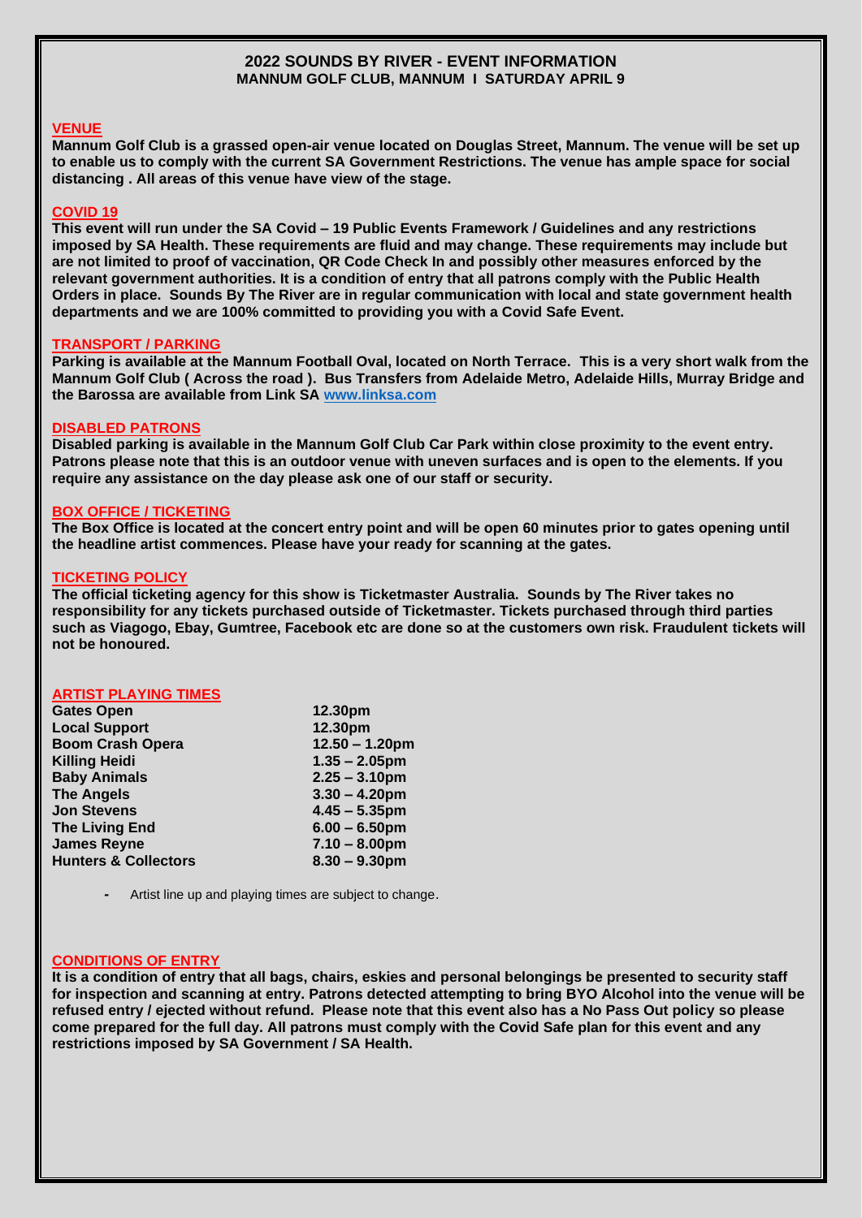# 2022 SOUNDS BY RIVER - EVENT INFORMATION
## MANNUM GOLF CLUB, MANNUM I SATURDAY APRIL 9

### VENUE

**Mannum Golf Club is a grassed open-air venue located on Douglas Street, Mannum. The venue will be set up to enable us to comply with the current SA Government Restrictions. The venue has ample space for social distancing . All areas of this venue have view of the stage.**

### COVID 19

**This event will run under the SA Covid – 19 Public Events Framework / Guidelines and any restrictions imposed by SA Health. These requirements are fluid and may change. These requirements may include but are not limited to proof of vaccination, QR Code Check In and possibly other measures enforced by the relevant government authorities. It is a condition of entry that all patrons comply with the Public Health Orders in place. Sounds By The River are in regular communication with local and state government health departments and we are 100% committed to providing you with a Covid Safe Event.**

### TRANSPORT / PARKING

**Parking is available at the Mannum Football Oval, located on North Terrace. This is a very short walk from the Mannum Golf Club ( Across the road ). Bus Transfers from Adelaide Metro, Adelaide Hills, Murray Bridge and the Barossa are available from Link SA www.linksa.com**

### DISABLED PATRONS

**Disabled parking is available in the Mannum Golf Club Car Park within close proximity to the event entry. Patrons please note that this is an outdoor venue with uneven surfaces and is open to the elements. If you require any assistance on the day please ask one of our staff or security.**

### BOX OFFICE / TICKETING

**The Box Office is located at the concert entry point and will be open 60 minutes prior to gates opening until the headline artist commences. Please have your ready for scanning at the gates.**

### TICKETING POLICY

**The official ticketing agency for this show is Ticketmaster Australia. Sounds by The River takes no responsibility for any tickets purchased outside of Ticketmaster. Tickets purchased through third parties such as Viagogo, Ebay, Gumtree, Facebook etc are done so at the customers own risk. Fraudulent tickets will not be honoured.**

### ARTIST PLAYING TIMES

| | |
|---|---|
| **Gates Open** | **12.30pm** |
| **Local Support** | **12.30pm** |
| **Boom Crash Opera** | **12.50 – 1.20pm** |
| **Killing Heidi** | **1.35 – 2.05pm** |
| **Baby Animals** | **2.25 – 3.10pm** |
| **The Angels** | **3.30 – 4.20pm** |
| **Jon Stevens** | **4.45 – 5.35pm** |
| **The Living End** | **6.00 – 6.50pm** |
| **James Reyne** | **7.10 – 8.00pm** |
| **Hunters & Collectors** | **8.30 – 9.30pm** |

- Artist line up and playing times are subject to change.

### CONDITIONS OF ENTRY

**It is a condition of entry that all bags, chairs, eskies and personal belongings be presented to security staff for inspection and scanning at entry. Patrons detected attempting to bring BYO Alcohol into the venue will be refused entry / ejected without refund. Please note that this event also has a No Pass Out policy so please come prepared for the full day. All patrons must comply with the Covid Safe plan for this event and any restrictions imposed by SA Government / SA Health.**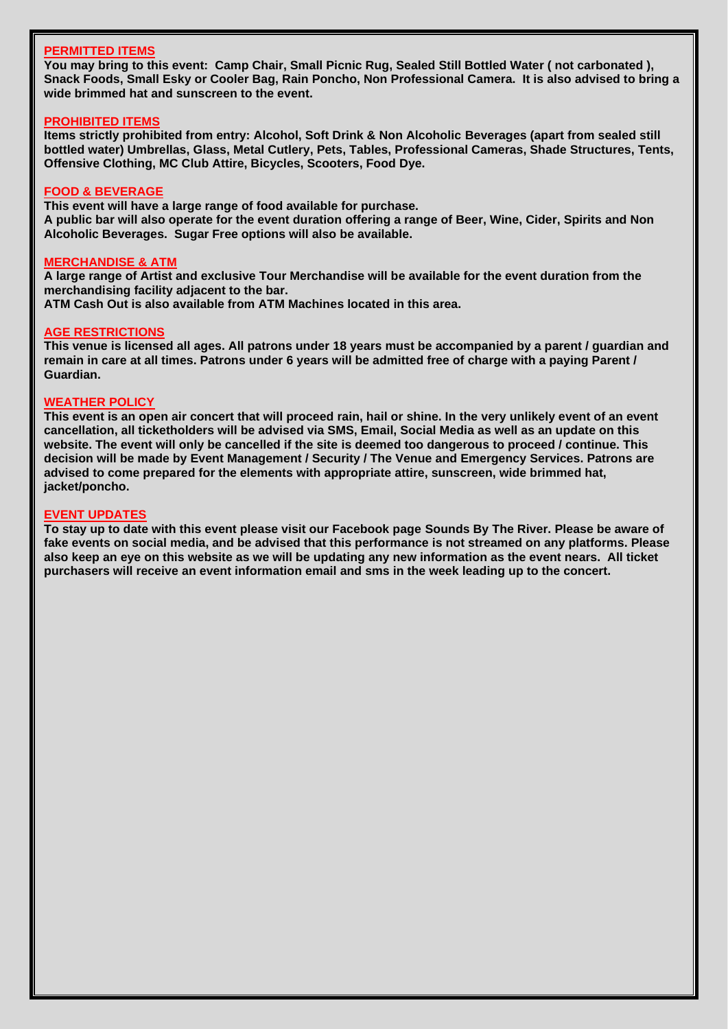## PERMITTED ITEMS

**You may bring to this event: Camp Chair, Small Picnic Rug, Sealed Still Bottled Water ( not carbonated ), Snack Foods, Small Esky or Cooler Bag, Rain Poncho, Non Professional Camera. It is also advised to bring a wide brimmed hat and sunscreen to the event.**

## PROHIBITED ITEMS

**Items strictly prohibited from entry: Alcohol, Soft Drink & Non Alcoholic Beverages (apart from sealed still bottled water) Umbrellas, Glass, Metal Cutlery, Pets, Tables, Professional Cameras, Shade Structures, Tents, Offensive Clothing, MC Club Attire, Bicycles, Scooters, Food Dye.**

## FOOD & BEVERAGE

**This event will have a large range of food available for purchase.**
**A public bar will also operate for the event duration offering a range of Beer, Wine, Cider, Spirits and Non Alcoholic Beverages. Sugar Free options will also be available.**

## MERCHANDISE & ATM

**A large range of Artist and exclusive Tour Merchandise will be available for the event duration from the merchandising facility adjacent to the bar.**
**ATM Cash Out is also available from ATM Machines located in this area.**

## AGE RESTRICTIONS

**This venue is licensed all ages. All patrons under 18 years must be accompanied by a parent / guardian and remain in care at all times. Patrons under 6 years will be admitted free of charge with a paying Parent / Guardian.**

## WEATHER POLICY

**This event is an open air concert that will proceed rain, hail or shine. In the very unlikely event of an event cancellation, all ticketholders will be advised via SMS, Email, Social Media as well as an update on this website. The event will only be cancelled if the site is deemed too dangerous to proceed / continue. This decision will be made by Event Management / Security / The Venue and Emergency Services. Patrons are advised to come prepared for the elements with appropriate attire, sunscreen, wide brimmed hat, jacket/poncho.**

## EVENT UPDATES

**To stay up to date with this event please visit our Facebook page Sounds By The River. Please be aware of fake events on social media, and be advised that this performance is not streamed on any platforms. Please also keep an eye on this website as we will be updating any new information as the event nears. All ticket purchasers will receive an event information email and sms in the week leading up to the concert.**